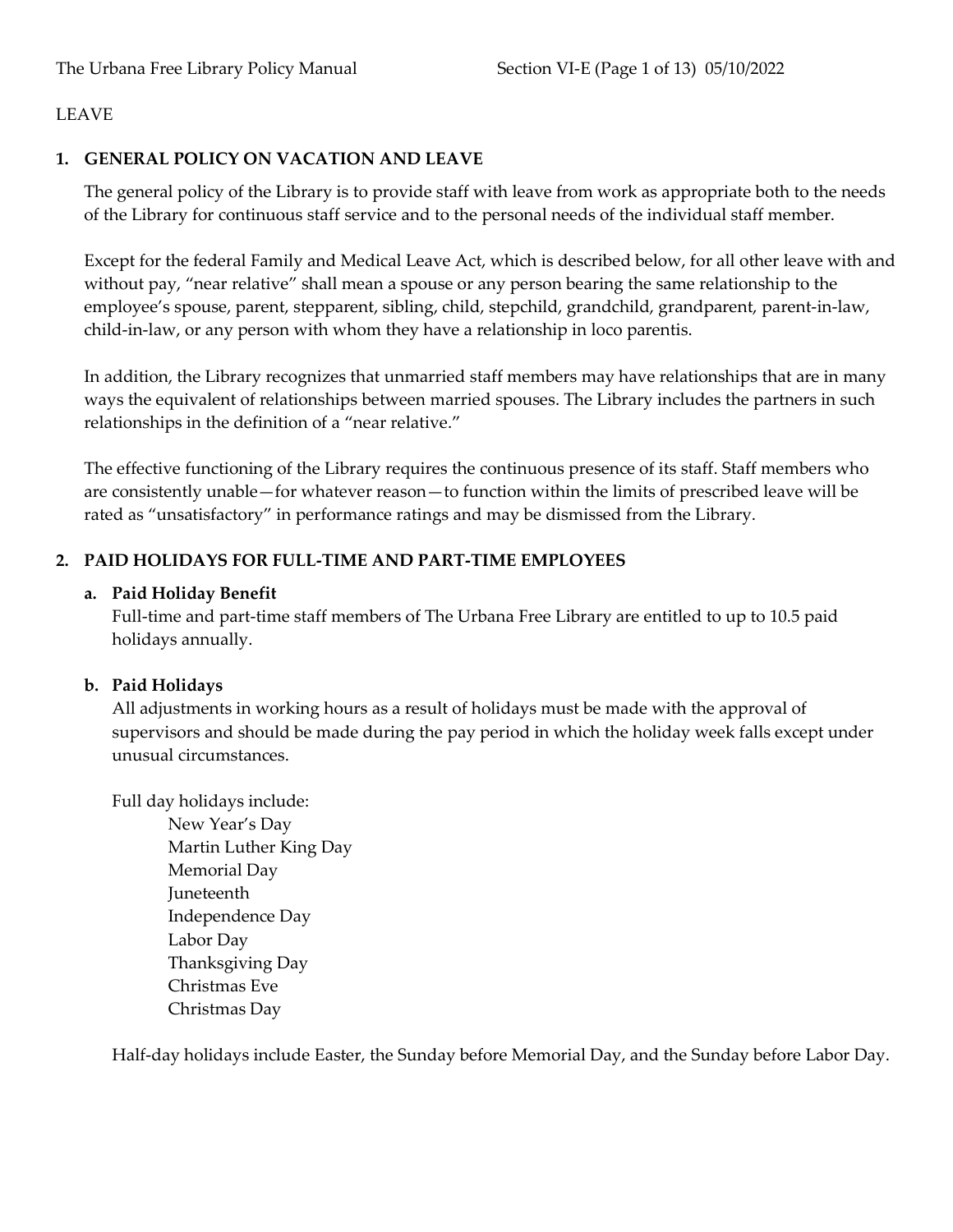LEAVE

## 1. GENERAL POLICY ON VACATION AND LEAVE

The general policy of the Library is to provide staff with leave from work as appropriate both to the needs of the Library for continuous staff service and to the personal needs of the individual staff member.

Except for the federal Family and Medical Leave Act, which is described below, for all other leave with and without pay, "near relative" shall mean a spouse or any person bearing the same relationship to the employee's spouse, parent, stepparent, sibling, child, stepchild, grandchild, grandparent, parent-in-law, child-in-law, or any person with whom they have a relationship in loco parentis.

In addition, the Library recognizes that unmarried staff members may have relationships that are in many ways the equivalent of relationships between married spouses. The Library includes the partners in such relationships in the definition of a "near relative."

The effective functioning of the Library requires the continuous presence of its staff. Staff members who are consistently unable—for whatever reason—to function within the limits of prescribed leave will be rated as "unsatisfactory" in performance ratings and may be dismissed from the Library.

## 2. PAID HOLIDAYS FOR FULL-TIME AND PART-TIME EMPLOYEES

### a. Paid Holiday Benefit

Full-time and part-time staff members of The Urbana Free Library are entitled to up to 10.5 paid holidays annually.

### b. Paid Holidays

All adjustments in working hours as a result of holidays must be made with the approval of supervisors and should be made during the pay period in which the holiday week falls except under unusual circumstances.

Full day holidays include:

- New Year's Day
- Martin Luther King Day
- Memorial Day
- Juneteenth
- Independence Day
- Labor Day
- Thanksgiving Day
- Christmas Eve
- Christmas Day

Half-day holidays include Easter, the Sunday before Memorial Day, and the Sunday before Labor Day.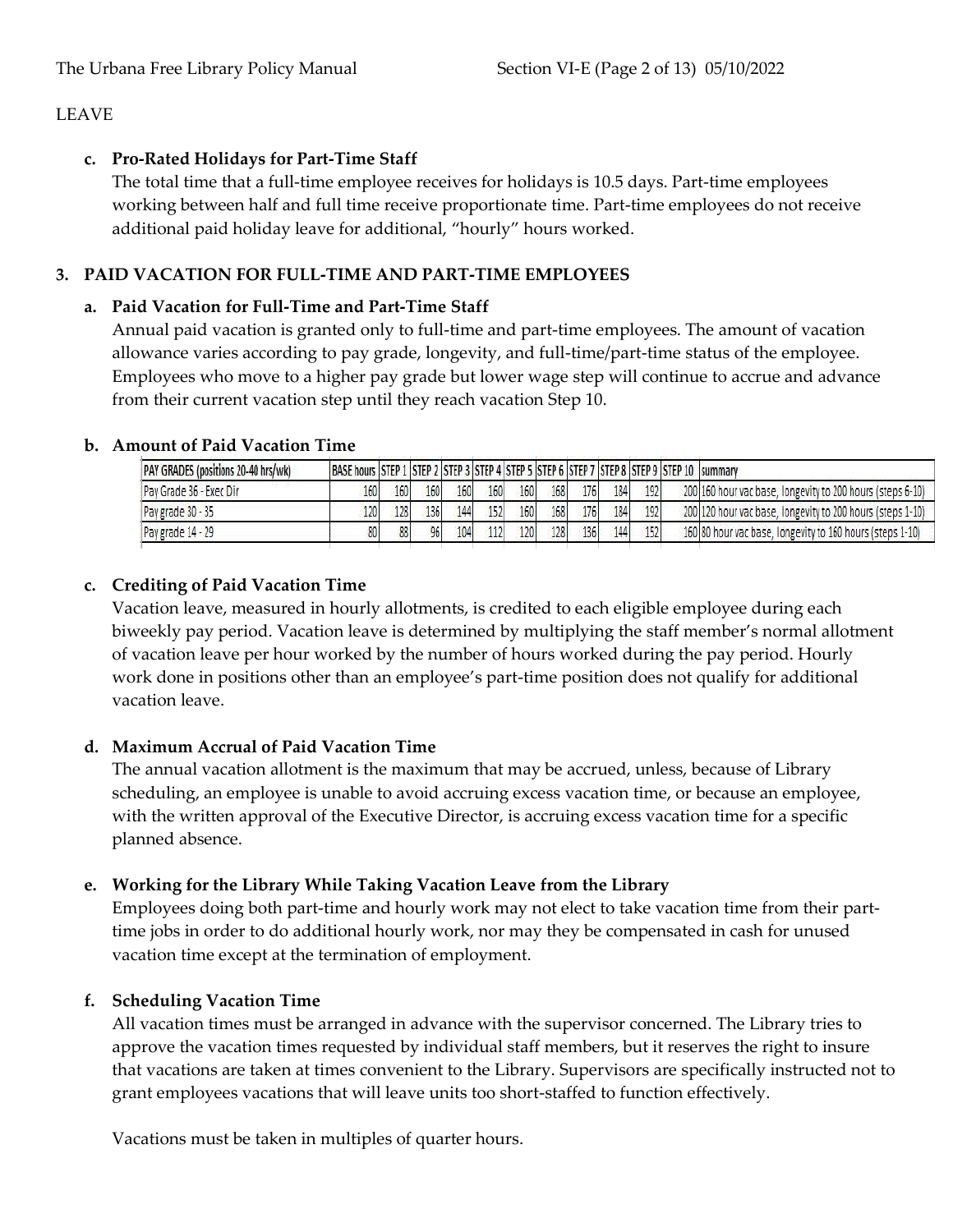LEAVE

**c. Pro-Rated Holidays for Part-Time Staff**

The total time that a full-time employee receives for holidays is 10.5 days. Part-time employees working between half and full time receive proportionate time. Part-time employees do not receive additional paid holiday leave for additional, "hourly" hours worked.

## 3. PAID VACATION FOR FULL-TIME AND PART-TIME EMPLOYEES

**a. Paid Vacation for Full-Time and Part-Time Staff**

Annual paid vacation is granted only to full-time and part-time employees. The amount of vacation allowance varies according to pay grade, longevity, and full-time/part-time status of the employee. Employees who move to a higher pay grade but lower wage step will continue to accrue and advance from their current vacation step until they reach vacation Step 10.

**b. Amount of Paid Vacation Time**

| PAY GRADES (positions 20-40 hrs/wk) | BASE hours | STEP 1 | STEP 2 | STEP 3 | STEP 4 | STEP 5 | STEP 6 | STEP 7 | STEP 8 | STEP 9 | STEP 10 | summary |
|---|---|---|---|---|---|---|---|---|---|---|---|---|
| Pay Grade 36 - Exec Dir | 160 | 160 | 160 | 160 | 160 | 160 | 168 | 176 | 184 | 192 | 200 | 160 hour vac base, longevity to 200 hours (steps 6-10) |
| Pay grade 30 - 35 | 120 | 128 | 136 | 144 | 152 | 160 | 168 | 176 | 184 | 192 | 200 | 120 hour vac base, longevity to 200 hours (steps 1-10) |
| Pay grade 14 - 29 | 80 | 88 | 96 | 104 | 112 | 120 | 128 | 136 | 144 | 152 | 160 | 80 hour vac base, longevity to 160 hours (steps 1-10) |

**c. Crediting of Paid Vacation Time**

Vacation leave, measured in hourly allotments, is credited to each eligible employee during each biweekly pay period. Vacation leave is determined by multiplying the staff member's normal allotment of vacation leave per hour worked by the number of hours worked during the pay period. Hourly work done in positions other than an employee's part-time position does not qualify for additional vacation leave.

**d. Maximum Accrual of Paid Vacation Time**

The annual vacation allotment is the maximum that may be accrued, unless, because of Library scheduling, an employee is unable to avoid accruing excess vacation time, or because an employee, with the written approval of the Executive Director, is accruing excess vacation time for a specific planned absence.

**e. Working for the Library While Taking Vacation Leave from the Library**

Employees doing both part-time and hourly work may not elect to take vacation time from their part-time jobs in order to do additional hourly work, nor may they be compensated in cash for unused vacation time except at the termination of employment.

**f. Scheduling Vacation Time**

All vacation times must be arranged in advance with the supervisor concerned. The Library tries to approve the vacation times requested by individual staff members, but it reserves the right to insure that vacations are taken at times convenient to the Library. Supervisors are specifically instructed not to grant employees vacations that will leave units too short-staffed to function effectively.

Vacations must be taken in multiples of quarter hours.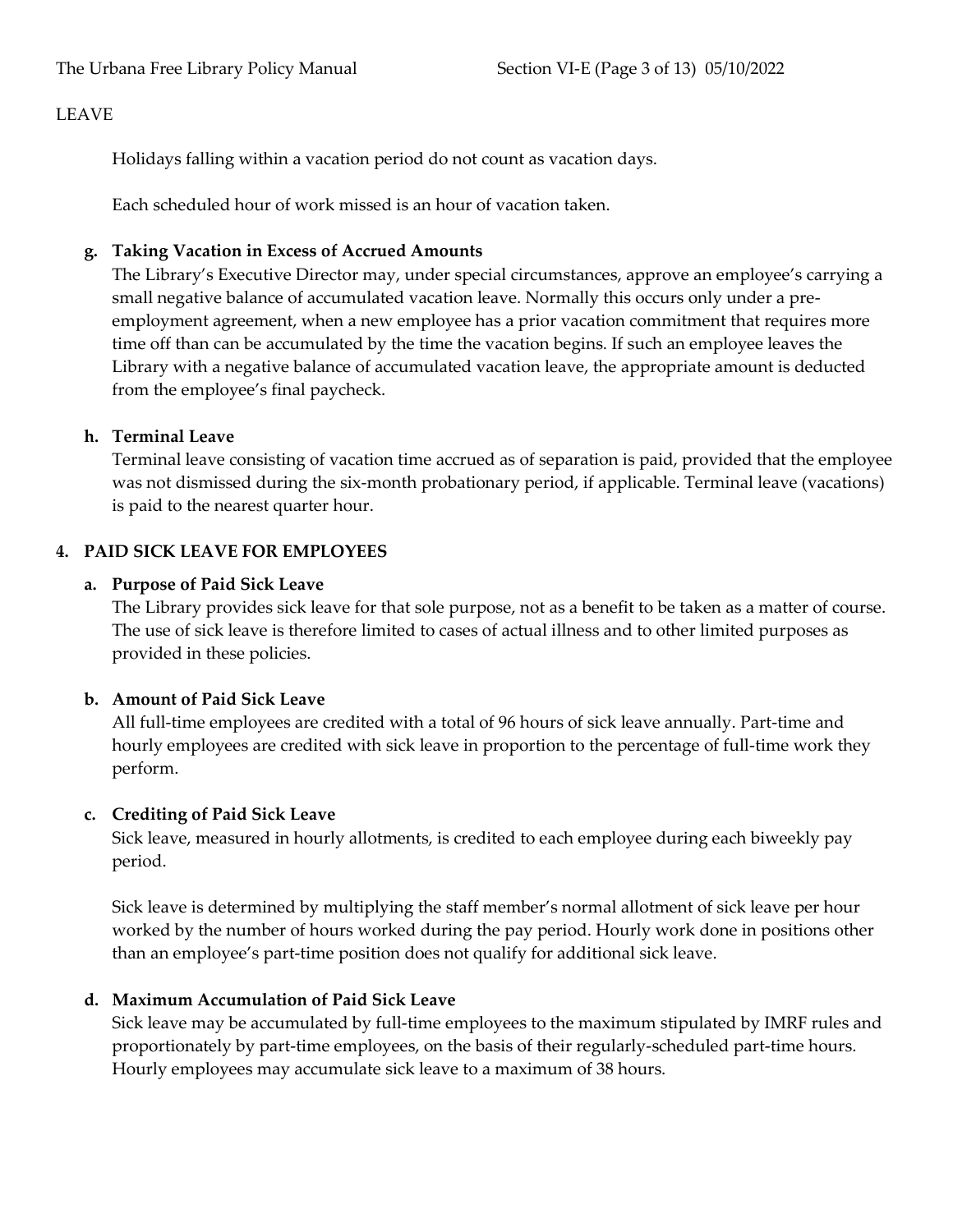LEAVE

Holidays falling within a vacation period do not count as vacation days.

Each scheduled hour of work missed is an hour of vacation taken.

**g. Taking Vacation in Excess of Accrued Amounts**

The Library's Executive Director may, under special circumstances, approve an employee's carrying a small negative balance of accumulated vacation leave. Normally this occurs only under a pre-employment agreement, when a new employee has a prior vacation commitment that requires more time off than can be accumulated by the time the vacation begins. If such an employee leaves the Library with a negative balance of accumulated vacation leave, the appropriate amount is deducted from the employee's final paycheck.

**h. Terminal Leave**

Terminal leave consisting of vacation time accrued as of separation is paid, provided that the employee was not dismissed during the six-month probationary period, if applicable. Terminal leave (vacations) is paid to the nearest quarter hour.

## 4. PAID SICK LEAVE FOR EMPLOYEES

**a. Purpose of Paid Sick Leave**

The Library provides sick leave for that sole purpose, not as a benefit to be taken as a matter of course. The use of sick leave is therefore limited to cases of actual illness and to other limited purposes as provided in these policies.

**b. Amount of Paid Sick Leave**

All full-time employees are credited with a total of 96 hours of sick leave annually. Part-time and hourly employees are credited with sick leave in proportion to the percentage of full-time work they perform.

**c. Crediting of Paid Sick Leave**

Sick leave, measured in hourly allotments, is credited to each employee during each biweekly pay period.

Sick leave is determined by multiplying the staff member's normal allotment of sick leave per hour worked by the number of hours worked during the pay period. Hourly work done in positions other than an employee's part-time position does not qualify for additional sick leave.

**d. Maximum Accumulation of Paid Sick Leave**

Sick leave may be accumulated by full-time employees to the maximum stipulated by IMRF rules and proportionately by part-time employees, on the basis of their regularly-scheduled part-time hours. Hourly employees may accumulate sick leave to a maximum of 38 hours.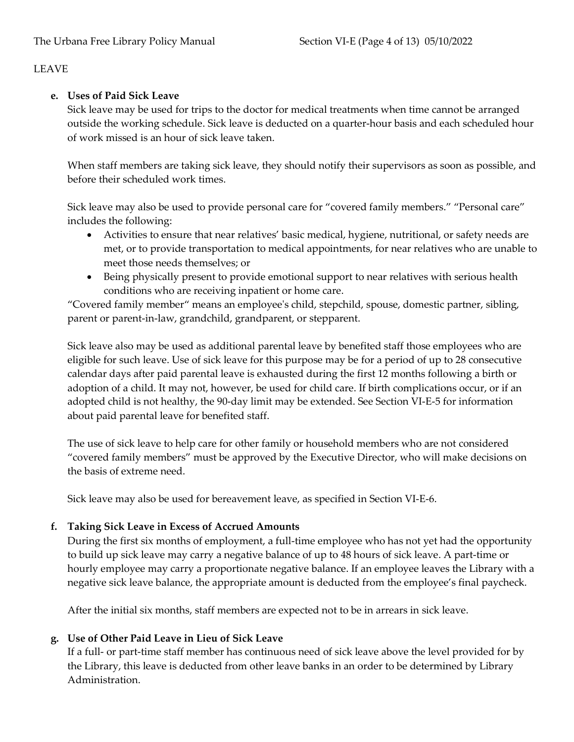LEAVE

**e. Uses of Paid Sick Leave**

Sick leave may be used for trips to the doctor for medical treatments when time cannot be arranged outside the working schedule. Sick leave is deducted on a quarter-hour basis and each scheduled hour of work missed is an hour of sick leave taken.

When staff members are taking sick leave, they should notify their supervisors as soon as possible, and before their scheduled work times.

Sick leave may also be used to provide personal care for "covered family members." "Personal care" includes the following:

- Activities to ensure that near relatives' basic medical, hygiene, nutritional, or safety needs are met, or to provide transportation to medical appointments, for near relatives who are unable to meet those needs themselves; or
- Being physically present to provide emotional support to near relatives with serious health conditions who are receiving inpatient or home care.

"Covered family member" means an employee's child, stepchild, spouse, domestic partner, sibling, parent or parent-in-law, grandchild, grandparent, or stepparent.

Sick leave also may be used as additional parental leave by benefited staff those employees who are eligible for such leave. Use of sick leave for this purpose may be for a period of up to 28 consecutive calendar days after paid parental leave is exhausted during the first 12 months following a birth or adoption of a child. It may not, however, be used for child care. If birth complications occur, or if an adopted child is not healthy, the 90-day limit may be extended. See Section VI-E-5 for information about paid parental leave for benefited staff.

The use of sick leave to help care for other family or household members who are not considered "covered family members" must be approved by the Executive Director, who will make decisions on the basis of extreme need.

Sick leave may also be used for bereavement leave, as specified in Section VI-E-6.

**f. Taking Sick Leave in Excess of Accrued Amounts**

During the first six months of employment, a full-time employee who has not yet had the opportunity to build up sick leave may carry a negative balance of up to 48 hours of sick leave. A part-time or hourly employee may carry a proportionate negative balance. If an employee leaves the Library with a negative sick leave balance, the appropriate amount is deducted from the employee's final paycheck.

After the initial six months, staff members are expected not to be in arrears in sick leave.

**g. Use of Other Paid Leave in Lieu of Sick Leave**

If a full- or part-time staff member has continuous need of sick leave above the level provided for by the Library, this leave is deducted from other leave banks in an order to be determined by Library Administration.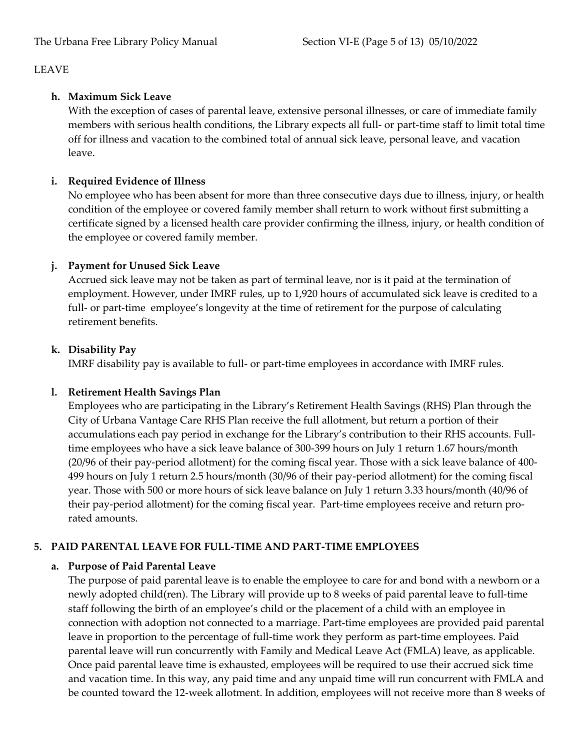LEAVE

**h. Maximum Sick Leave**

With the exception of cases of parental leave, extensive personal illnesses, or care of immediate family members with serious health conditions, the Library expects all full- or part-time staff to limit total time off for illness and vacation to the combined total of annual sick leave, personal leave, and vacation leave.

**i. Required Evidence of Illness**

No employee who has been absent for more than three consecutive days due to illness, injury, or health condition of the employee or covered family member shall return to work without first submitting a certificate signed by a licensed health care provider confirming the illness, injury, or health condition of the employee or covered family member.

**j. Payment for Unused Sick Leave**

Accrued sick leave may not be taken as part of terminal leave, nor is it paid at the termination of employment. However, under IMRF rules, up to 1,920 hours of accumulated sick leave is credited to a full- or part-time employee's longevity at the time of retirement for the purpose of calculating retirement benefits.

**k. Disability Pay**

IMRF disability pay is available to full- or part-time employees in accordance with IMRF rules.

**l. Retirement Health Savings Plan**

Employees who are participating in the Library's Retirement Health Savings (RHS) Plan through the City of Urbana Vantage Care RHS Plan receive the full allotment, but return a portion of their accumulations each pay period in exchange for the Library's contribution to their RHS accounts. Full-time employees who have a sick leave balance of 300-399 hours on July 1 return 1.67 hours/month (20/96 of their pay-period allotment) for the coming fiscal year. Those with a sick leave balance of 400-499 hours on July 1 return 2.5 hours/month (30/96 of their pay-period allotment) for the coming fiscal year. Those with 500 or more hours of sick leave balance on July 1 return 3.33 hours/month (40/96 of their pay-period allotment) for the coming fiscal year. Part-time employees receive and return pro-rated amounts.

## 5. PAID PARENTAL LEAVE FOR FULL-TIME AND PART-TIME EMPLOYEES

**a. Purpose of Paid Parental Leave**

The purpose of paid parental leave is to enable the employee to care for and bond with a newborn or a newly adopted child(ren). The Library will provide up to 8 weeks of paid parental leave to full-time staff following the birth of an employee's child or the placement of a child with an employee in connection with adoption not connected to a marriage. Part-time employees are provided paid parental leave in proportion to the percentage of full-time work they perform as part-time employees. Paid parental leave will run concurrently with Family and Medical Leave Act (FMLA) leave, as applicable. Once paid parental leave time is exhausted, employees will be required to use their accrued sick time and vacation time. In this way, any paid time and any unpaid time will run concurrent with FMLA and be counted toward the 12-week allotment. In addition, employees will not receive more than 8 weeks of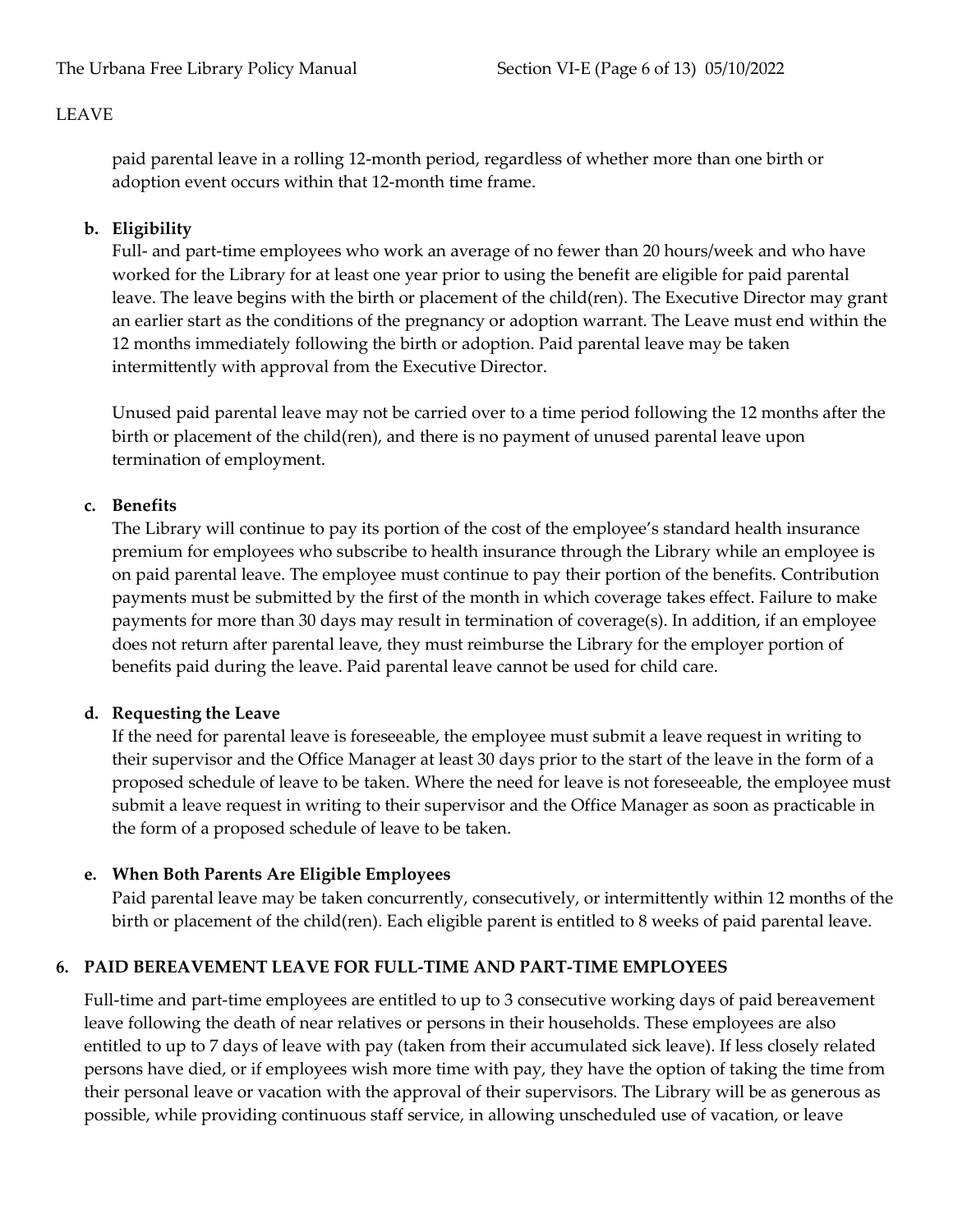LEAVE

paid parental leave in a rolling 12-month period, regardless of whether more than one birth or adoption event occurs within that 12-month time frame.

**b. Eligibility**

Full- and part-time employees who work an average of no fewer than 20 hours/week and who have worked for the Library for at least one year prior to using the benefit are eligible for paid parental leave. The leave begins with the birth or placement of the child(ren). The Executive Director may grant an earlier start as the conditions of the pregnancy or adoption warrant. The Leave must end within the 12 months immediately following the birth or adoption. Paid parental leave may be taken intermittently with approval from the Executive Director.

Unused paid parental leave may not be carried over to a time period following the 12 months after the birth or placement of the child(ren), and there is no payment of unused parental leave upon termination of employment.

**c. Benefits**

The Library will continue to pay its portion of the cost of the employee's standard health insurance premium for employees who subscribe to health insurance through the Library while an employee is on paid parental leave. The employee must continue to pay their portion of the benefits. Contribution payments must be submitted by the first of the month in which coverage takes effect. Failure to make payments for more than 30 days may result in termination of coverage(s). In addition, if an employee does not return after parental leave, they must reimburse the Library for the employer portion of benefits paid during the leave. Paid parental leave cannot be used for child care.

**d. Requesting the Leave**

If the need for parental leave is foreseeable, the employee must submit a leave request in writing to their supervisor and the Office Manager at least 30 days prior to the start of the leave in the form of a proposed schedule of leave to be taken. Where the need for leave is not foreseeable, the employee must submit a leave request in writing to their supervisor and the Office Manager as soon as practicable in the form of a proposed schedule of leave to be taken.

**e. When Both Parents Are Eligible Employees**

Paid parental leave may be taken concurrently, consecutively, or intermittently within 12 months of the birth or placement of the child(ren). Each eligible parent is entitled to 8 weeks of paid parental leave.

## 6. PAID BEREAVEMENT LEAVE FOR FULL-TIME AND PART-TIME EMPLOYEES

Full-time and part-time employees are entitled to up to 3 consecutive working days of paid bereavement leave following the death of near relatives or persons in their households. These employees are also entitled to up to 7 days of leave with pay (taken from their accumulated sick leave). If less closely related persons have died, or if employees wish more time with pay, they have the option of taking the time from their personal leave or vacation with the approval of their supervisors. The Library will be as generous as possible, while providing continuous staff service, in allowing unscheduled use of vacation, or leave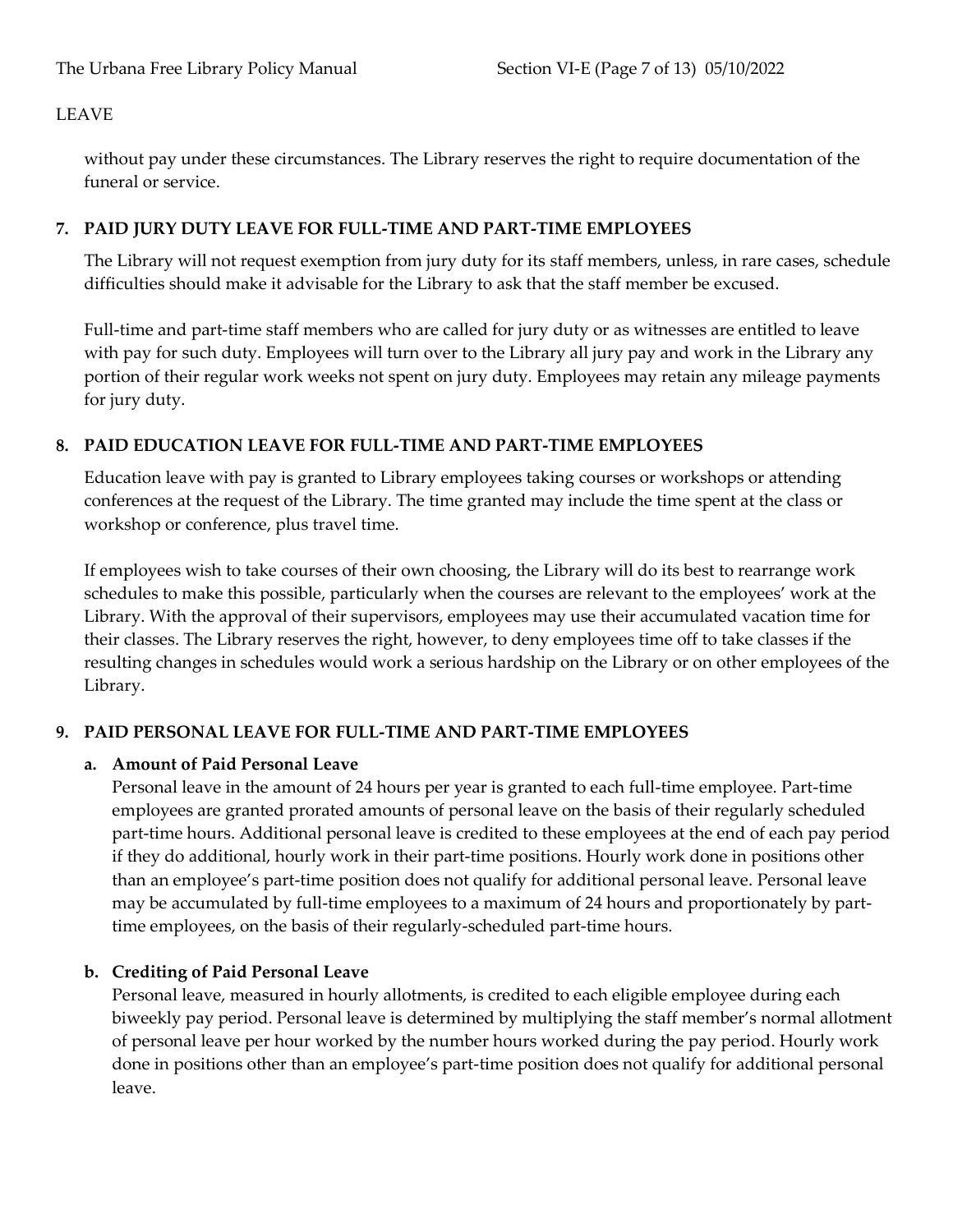without pay under these circumstances. The Library reserves the right to require documentation of the funeral or service.

## 7. PAID JURY DUTY LEAVE FOR FULL-TIME AND PART-TIME EMPLOYEES

The Library will not request exemption from jury duty for its staff members, unless, in rare cases, schedule difficulties should make it advisable for the Library to ask that the staff member be excused.

Full-time and part-time staff members who are called for jury duty or as witnesses are entitled to leave with pay for such duty. Employees will turn over to the Library all jury pay and work in the Library any portion of their regular work weeks not spent on jury duty. Employees may retain any mileage payments for jury duty.

## 8. PAID EDUCATION LEAVE FOR FULL-TIME AND PART-TIME EMPLOYEES

Education leave with pay is granted to Library employees taking courses or workshops or attending conferences at the request of the Library. The time granted may include the time spent at the class or workshop or conference, plus travel time.

If employees wish to take courses of their own choosing, the Library will do its best to rearrange work schedules to make this possible, particularly when the courses are relevant to the employees' work at the Library. With the approval of their supervisors, employees may use their accumulated vacation time for their classes. The Library reserves the right, however, to deny employees time off to take classes if the resulting changes in schedules would work a serious hardship on the Library or on other employees of the Library.

## 9. PAID PERSONAL LEAVE FOR FULL-TIME AND PART-TIME EMPLOYEES

### a. Amount of Paid Personal Leave

Personal leave in the amount of 24 hours per year is granted to each full-time employee. Part-time employees are granted prorated amounts of personal leave on the basis of their regularly scheduled part-time hours. Additional personal leave is credited to these employees at the end of each pay period if they do additional, hourly work in their part-time positions. Hourly work done in positions other than an employee's part-time position does not qualify for additional personal leave. Personal leave may be accumulated by full-time employees to a maximum of 24 hours and proportionately by part-time employees, on the basis of their regularly-scheduled part-time hours.

### b. Crediting of Paid Personal Leave

Personal leave, measured in hourly allotments, is credited to each eligible employee during each biweekly pay period. Personal leave is determined by multiplying the staff member's normal allotment of personal leave per hour worked by the number hours worked during the pay period. Hourly work done in positions other than an employee's part-time position does not qualify for additional personal leave.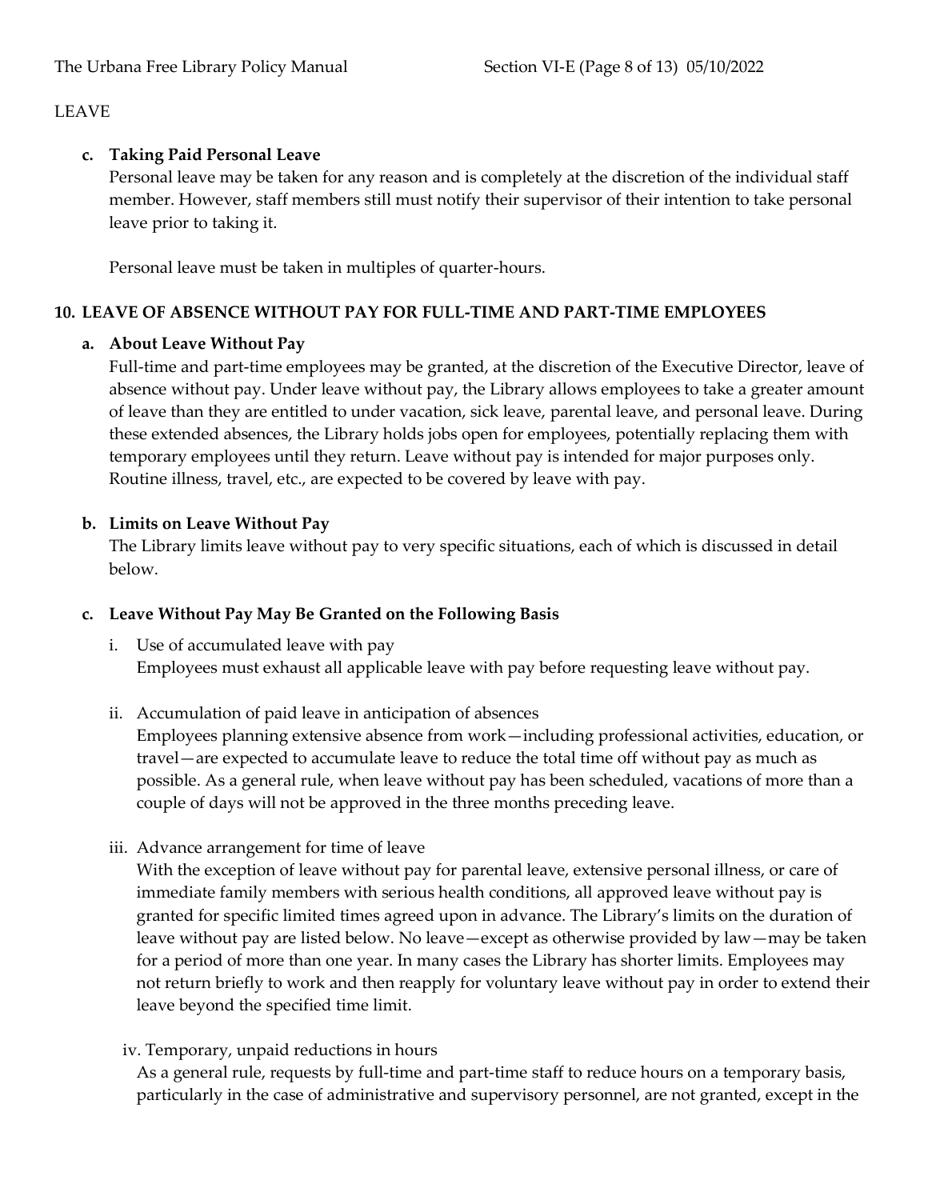LEAVE

**c. Taking Paid Personal Leave**

Personal leave may be taken for any reason and is completely at the discretion of the individual staff member. However, staff members still must notify their supervisor of their intention to take personal leave prior to taking it.

Personal leave must be taken in multiples of quarter-hours.

**10. LEAVE OF ABSENCE WITHOUT PAY FOR FULL-TIME AND PART-TIME EMPLOYEES**

**a. About Leave Without Pay**

Full-time and part-time employees may be granted, at the discretion of the Executive Director, leave of absence without pay. Under leave without pay, the Library allows employees to take a greater amount of leave than they are entitled to under vacation, sick leave, parental leave, and personal leave. During these extended absences, the Library holds jobs open for employees, potentially replacing them with temporary employees until they return. Leave without pay is intended for major purposes only. Routine illness, travel, etc., are expected to be covered by leave with pay.

**b. Limits on Leave Without Pay**

The Library limits leave without pay to very specific situations, each of which is discussed in detail below.

**c. Leave Without Pay May Be Granted on the Following Basis**

i. Use of accumulated leave with pay
Employees must exhaust all applicable leave with pay before requesting leave without pay.

ii. Accumulation of paid leave in anticipation of absences
Employees planning extensive absence from work—including professional activities, education, or travel—are expected to accumulate leave to reduce the total time off without pay as much as possible. As a general rule, when leave without pay has been scheduled, vacations of more than a couple of days will not be approved in the three months preceding leave.

iii. Advance arrangement for time of leave
With the exception of leave without pay for parental leave, extensive personal illness, or care of immediate family members with serious health conditions, all approved leave without pay is granted for specific limited times agreed upon in advance. The Library's limits on the duration of leave without pay are listed below. No leave—except as otherwise provided by law—may be taken for a period of more than one year. In many cases the Library has shorter limits. Employees may not return briefly to work and then reapply for voluntary leave without pay in order to extend their leave beyond the specified time limit.

iv. Temporary, unpaid reductions in hours
As a general rule, requests by full-time and part-time staff to reduce hours on a temporary basis, particularly in the case of administrative and supervisory personnel, are not granted, except in the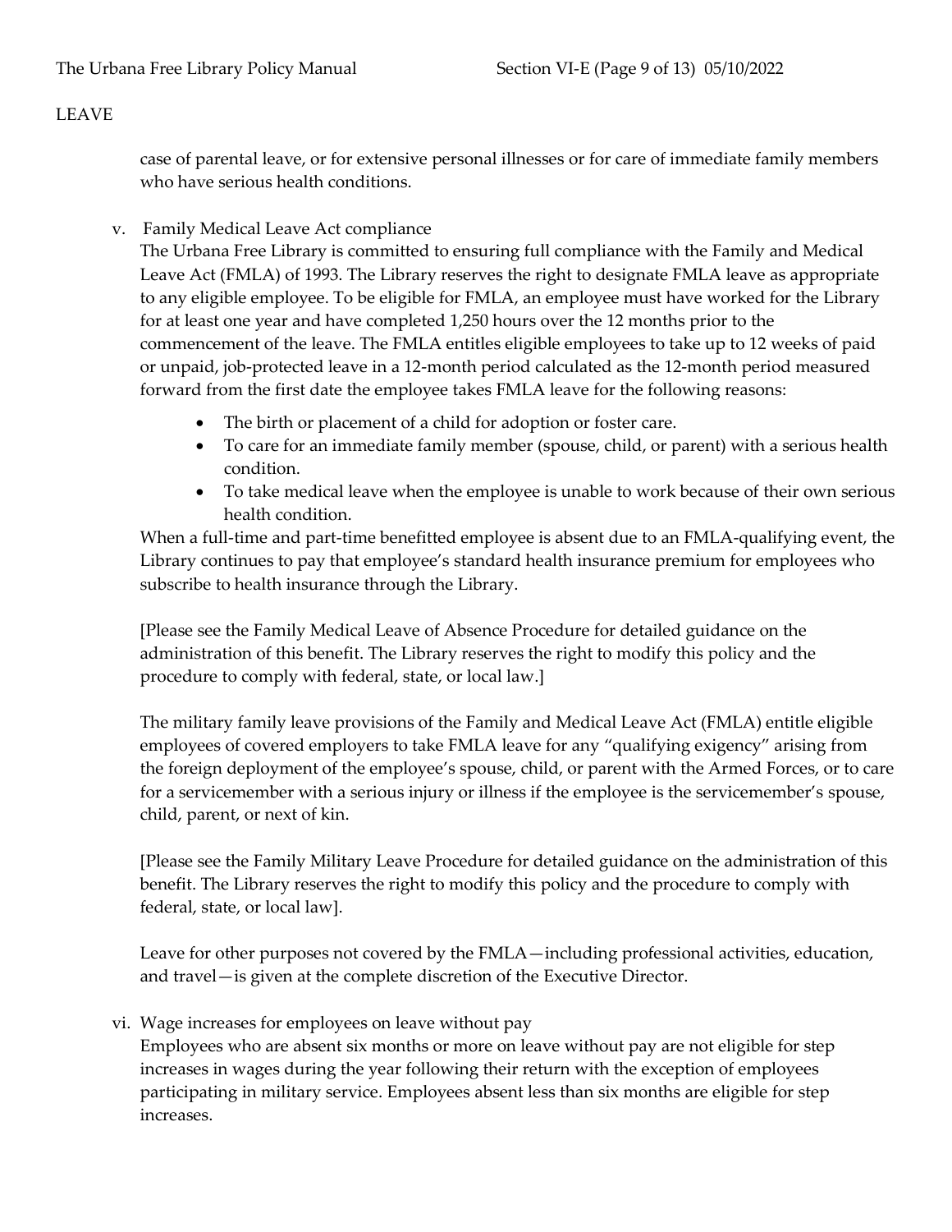LEAVE

case of parental leave, or for extensive personal illnesses or for care of immediate family members who have serious health conditions.

v. Family Medical Leave Act compliance

The Urbana Free Library is committed to ensuring full compliance with the Family and Medical Leave Act (FMLA) of 1993. The Library reserves the right to designate FMLA leave as appropriate to any eligible employee. To be eligible for FMLA, an employee must have worked for the Library for at least one year and have completed 1,250 hours over the 12 months prior to the commencement of the leave. The FMLA entitles eligible employees to take up to 12 weeks of paid or unpaid, job-protected leave in a 12-month period calculated as the 12-month period measured forward from the first date the employee takes FMLA leave for the following reasons:

- The birth or placement of a child for adoption or foster care.
- To care for an immediate family member (spouse, child, or parent) with a serious health condition.
- To take medical leave when the employee is unable to work because of their own serious health condition.

When a full-time and part-time benefitted employee is absent due to an FMLA-qualifying event, the Library continues to pay that employee's standard health insurance premium for employees who subscribe to health insurance through the Library.

[Please see the Family Medical Leave of Absence Procedure for detailed guidance on the administration of this benefit. The Library reserves the right to modify this policy and the procedure to comply with federal, state, or local law.]

The military family leave provisions of the Family and Medical Leave Act (FMLA) entitle eligible employees of covered employers to take FMLA leave for any "qualifying exigency" arising from the foreign deployment of the employee's spouse, child, or parent with the Armed Forces, or to care for a servicemember with a serious injury or illness if the employee is the servicemember's spouse, child, parent, or next of kin.

[Please see the Family Military Leave Procedure for detailed guidance on the administration of this benefit. The Library reserves the right to modify this policy and the procedure to comply with federal, state, or local law].

Leave for other purposes not covered by the FMLA—including professional activities, education, and travel—is given at the complete discretion of the Executive Director.

vi. Wage increases for employees on leave without pay

Employees who are absent six months or more on leave without pay are not eligible for step increases in wages during the year following their return with the exception of employees participating in military service. Employees absent less than six months are eligible for step increases.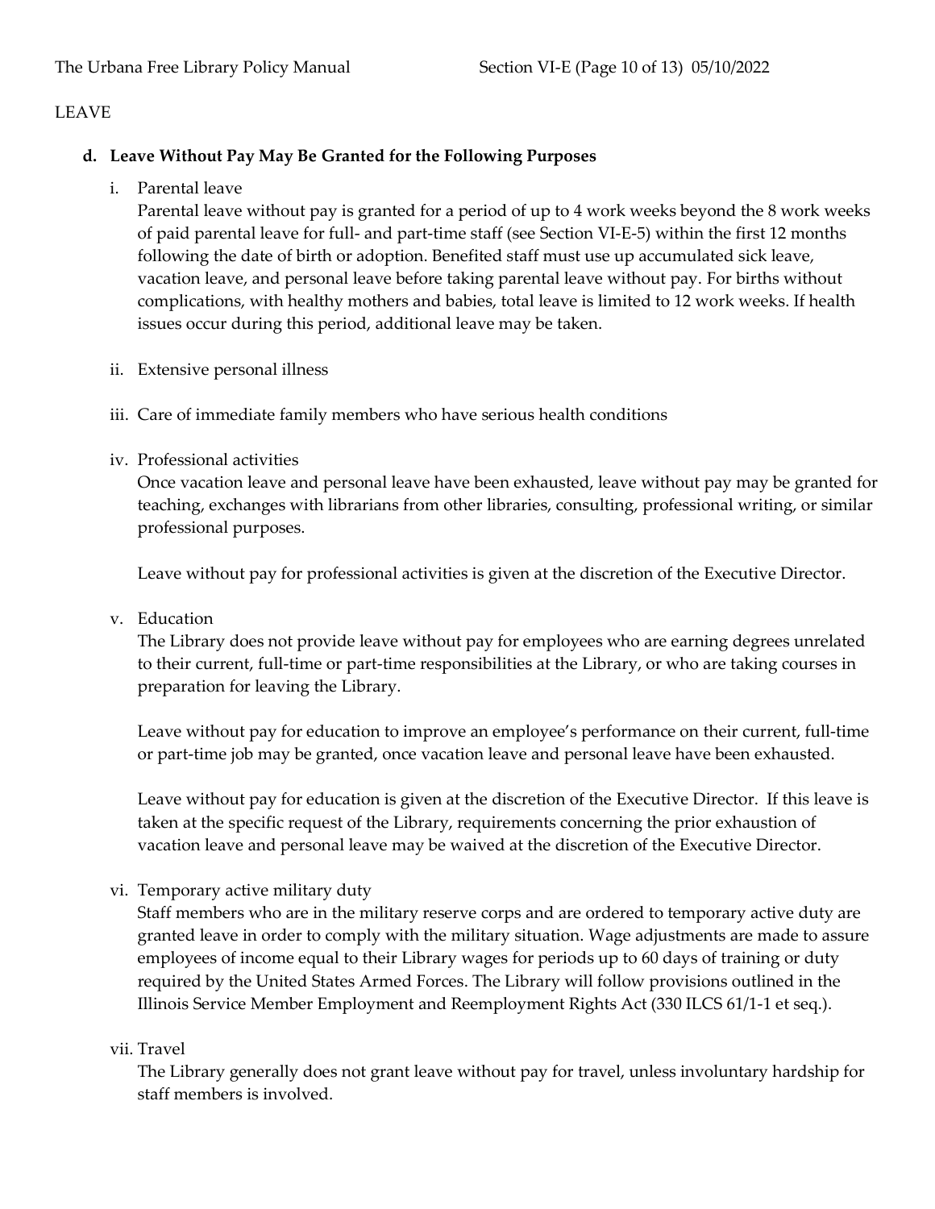LEAVE

**d. Leave Without Pay May Be Granted for the Following Purposes**

i. Parental leave

Parental leave without pay is granted for a period of up to 4 work weeks beyond the 8 work weeks of paid parental leave for full- and part-time staff (see Section VI-E-5) within the first 12 months following the date of birth or adoption. Benefited staff must use up accumulated sick leave, vacation leave, and personal leave before taking parental leave without pay. For births without complications, with healthy mothers and babies, total leave is limited to 12 work weeks. If health issues occur during this period, additional leave may be taken.

ii. Extensive personal illness

iii. Care of immediate family members who have serious health conditions

iv. Professional activities

Once vacation leave and personal leave have been exhausted, leave without pay may be granted for teaching, exchanges with librarians from other libraries, consulting, professional writing, or similar professional purposes.

Leave without pay for professional activities is given at the discretion of the Executive Director.

v. Education

The Library does not provide leave without pay for employees who are earning degrees unrelated to their current, full-time or part-time responsibilities at the Library, or who are taking courses in preparation for leaving the Library.

Leave without pay for education to improve an employee's performance on their current, full-time or part-time job may be granted, once vacation leave and personal leave have been exhausted.

Leave without pay for education is given at the discretion of the Executive Director. If this leave is taken at the specific request of the Library, requirements concerning the prior exhaustion of vacation leave and personal leave may be waived at the discretion of the Executive Director.

vi. Temporary active military duty

Staff members who are in the military reserve corps and are ordered to temporary active duty are granted leave in order to comply with the military situation. Wage adjustments are made to assure employees of income equal to their Library wages for periods up to 60 days of training or duty required by the United States Armed Forces. The Library will follow provisions outlined in the Illinois Service Member Employment and Reemployment Rights Act (330 ILCS 61/1-1 et seq.).

vii. Travel

The Library generally does not grant leave without pay for travel, unless involuntary hardship for staff members is involved.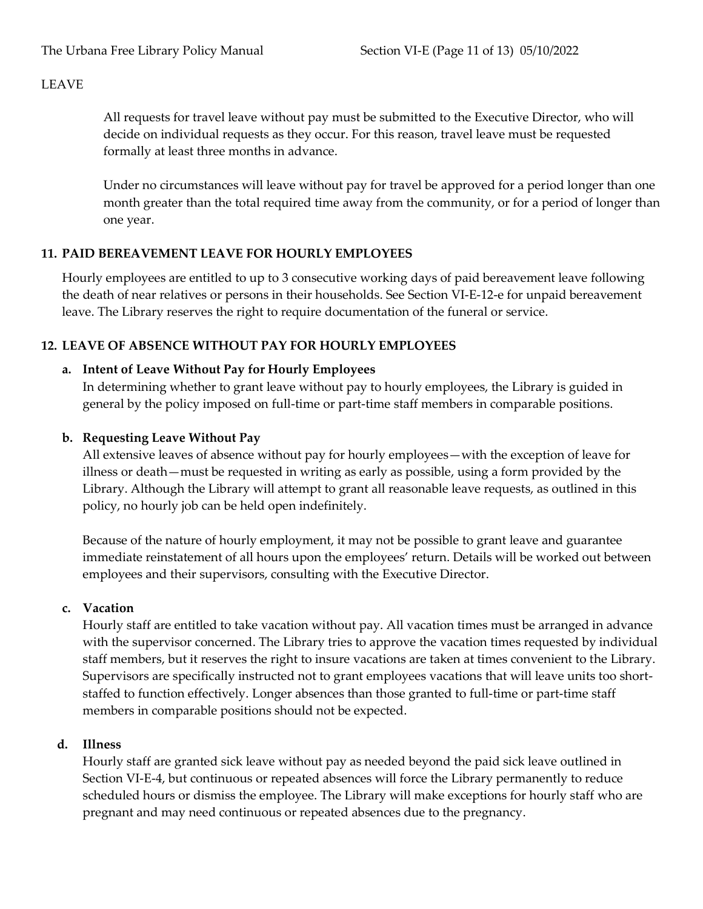LEAVE

All requests for travel leave without pay must be submitted to the Executive Director, who will decide on individual requests as they occur. For this reason, travel leave must be requested formally at least three months in advance.

Under no circumstances will leave without pay for travel be approved for a period longer than one month greater than the total required time away from the community, or for a period of longer than one year.

## 11. PAID BEREAVEMENT LEAVE FOR HOURLY EMPLOYEES

Hourly employees are entitled to up to 3 consecutive working days of paid bereavement leave following the death of near relatives or persons in their households. See Section VI-E-12-e for unpaid bereavement leave. The Library reserves the right to require documentation of the funeral or service.

## 12. LEAVE OF ABSENCE WITHOUT PAY FOR HOURLY EMPLOYEES

### a. Intent of Leave Without Pay for Hourly Employees

In determining whether to grant leave without pay to hourly employees, the Library is guided in general by the policy imposed on full-time or part-time staff members in comparable positions.

### b. Requesting Leave Without Pay

All extensive leaves of absence without pay for hourly employees—with the exception of leave for illness or death—must be requested in writing as early as possible, using a form provided by the Library. Although the Library will attempt to grant all reasonable leave requests, as outlined in this policy, no hourly job can be held open indefinitely.

Because of the nature of hourly employment, it may not be possible to grant leave and guarantee immediate reinstatement of all hours upon the employees' return. Details will be worked out between employees and their supervisors, consulting with the Executive Director.

### c. Vacation

Hourly staff are entitled to take vacation without pay. All vacation times must be arranged in advance with the supervisor concerned. The Library tries to approve the vacation times requested by individual staff members, but it reserves the right to insure vacations are taken at times convenient to the Library. Supervisors are specifically instructed not to grant employees vacations that will leave units too short-staffed to function effectively. Longer absences than those granted to full-time or part-time staff members in comparable positions should not be expected.

### d. Illness

Hourly staff are granted sick leave without pay as needed beyond the paid sick leave outlined in Section VI-E-4, but continuous or repeated absences will force the Library permanently to reduce scheduled hours or dismiss the employee. The Library will make exceptions for hourly staff who are pregnant and may need continuous or repeated absences due to the pregnancy.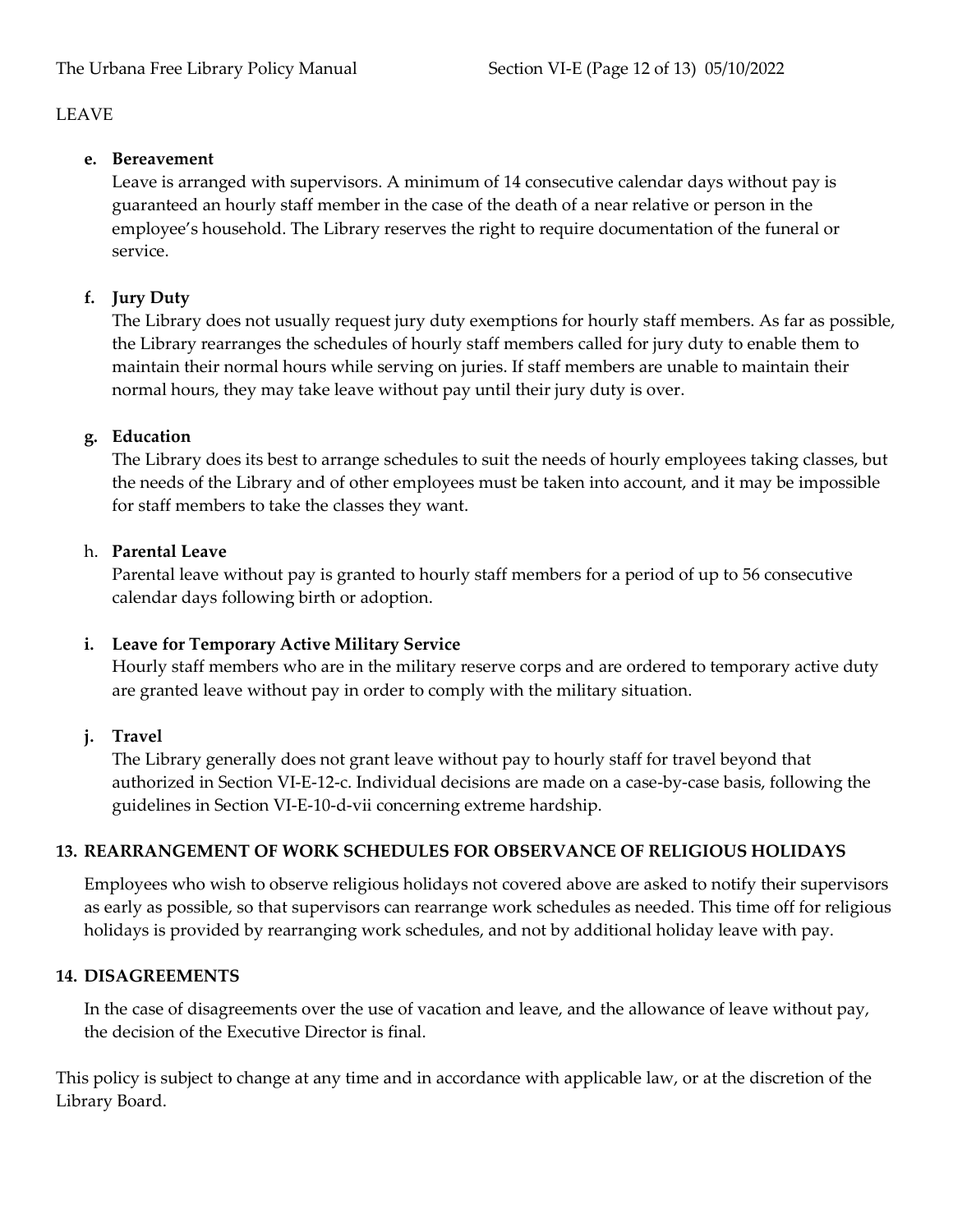LEAVE

**e. Bereavement**

Leave is arranged with supervisors. A minimum of 14 consecutive calendar days without pay is guaranteed an hourly staff member in the case of the death of a near relative or person in the employee's household. The Library reserves the right to require documentation of the funeral or service.

**f. Jury Duty**

The Library does not usually request jury duty exemptions for hourly staff members. As far as possible, the Library rearranges the schedules of hourly staff members called for jury duty to enable them to maintain their normal hours while serving on juries. If staff members are unable to maintain their normal hours, they may take leave without pay until their jury duty is over.

**g. Education**

The Library does its best to arrange schedules to suit the needs of hourly employees taking classes, but the needs of the Library and of other employees must be taken into account, and it may be impossible for staff members to take the classes they want.

h. **Parental Leave**

Parental leave without pay is granted to hourly staff members for a period of up to 56 consecutive calendar days following birth or adoption.

**i. Leave for Temporary Active Military Service**

Hourly staff members who are in the military reserve corps and are ordered to temporary active duty are granted leave without pay in order to comply with the military situation.

**j. Travel**

The Library generally does not grant leave without pay to hourly staff for travel beyond that authorized in Section VI-E-12-c. Individual decisions are made on a case-by-case basis, following the guidelines in Section VI-E-10-d-vii concerning extreme hardship.

## 13. REARRANGEMENT OF WORK SCHEDULES FOR OBSERVANCE OF RELIGIOUS HOLIDAYS

Employees who wish to observe religious holidays not covered above are asked to notify their supervisors as early as possible, so that supervisors can rearrange work schedules as needed. This time off for religious holidays is provided by rearranging work schedules, and not by additional holiday leave with pay.

## 14. DISAGREEMENTS

In the case of disagreements over the use of vacation and leave, and the allowance of leave without pay, the decision of the Executive Director is final.

This policy is subject to change at any time and in accordance with applicable law, or at the discretion of the Library Board.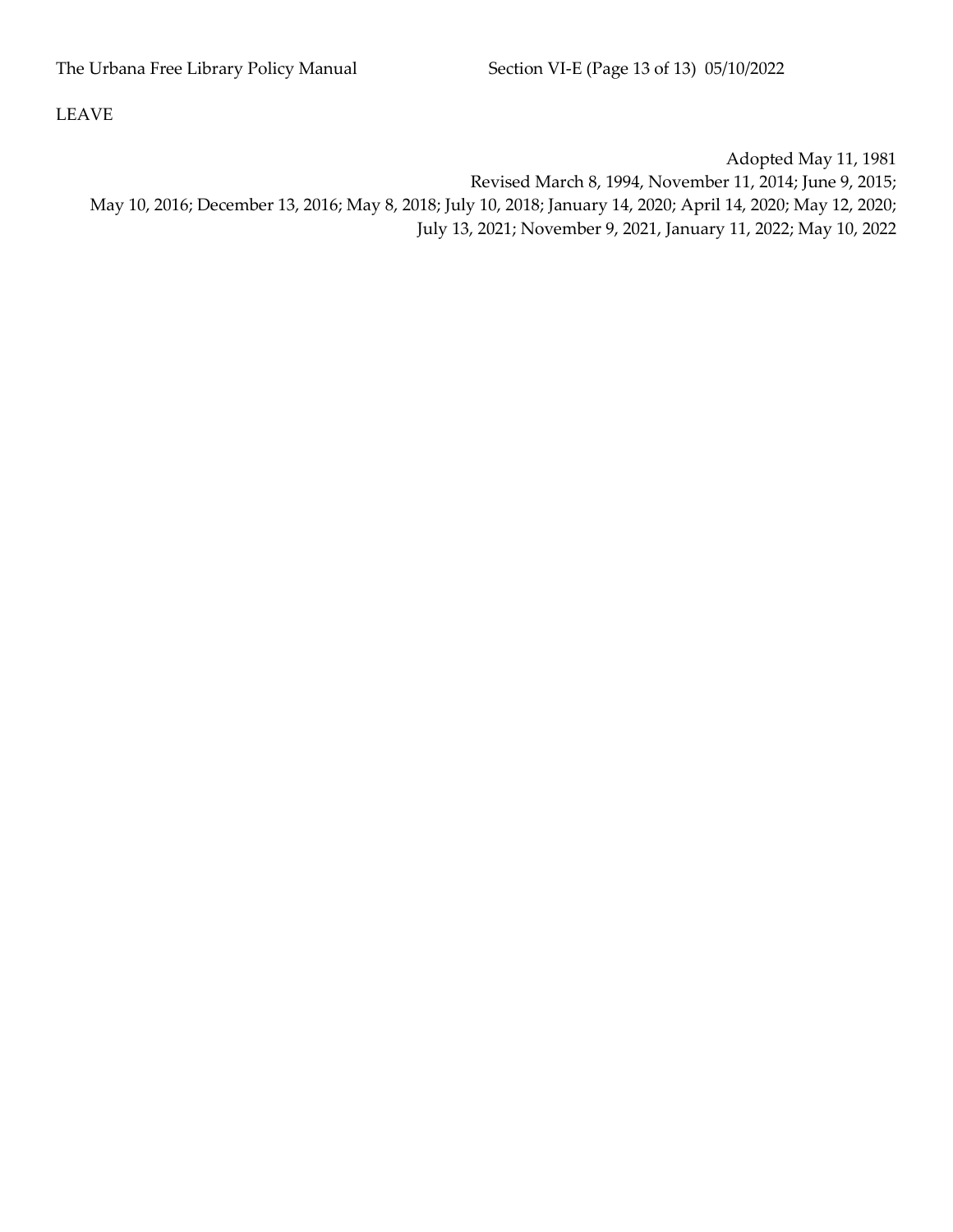LEAVE

Adopted May 11, 1981
Revised March 8, 1994, November 11, 2014; June 9, 2015;
May 10, 2016; December 13, 2016; May 8, 2018; July 10, 2018; January 14, 2020; April 14, 2020; May 12, 2020;
July 13, 2021; November 9, 2021, January 11, 2022; May 10, 2022